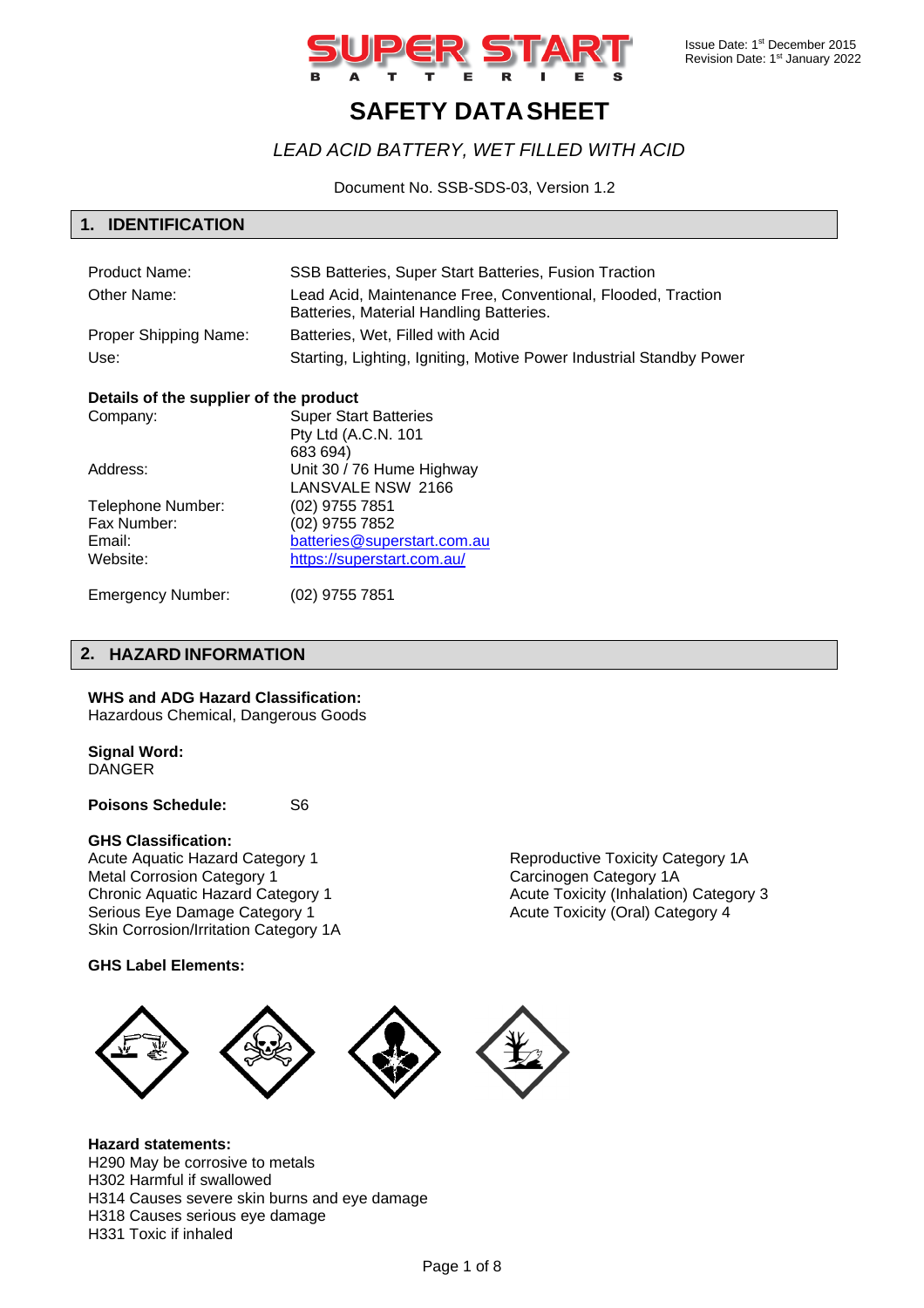Issue Date: 1st December 2015
Revision Date: 1st January 2022

# SAFETY DATA SHEET

*LEAD ACID BATTERY, WET FILLED WITH ACID*

Document No. SSB-SDS-03, Version 1.2

## 1. IDENTIFICATION

| | |
|---|---|
| Product Name: | SSB Batteries, Super Start Batteries, Fusion Traction |
| Other Name: | Lead Acid, Maintenance Free, Conventional, Flooded, Traction Batteries, Material Handling Batteries. |
| Proper Shipping Name: | Batteries, Wet, Filled with Acid |
| Use: | Starting, Lighting, Igniting, Motive Power Industrial Standby Power |

**Details of the supplier of the product**

| | |
|---|---|
| Company: | Super Start Batteries Pty Ltd (A.C.N. 101 683 694) |
| Address: | Unit 30 / 76 Hume Highway LANSVALE NSW 2166 |
| Telephone Number: | (02) 9755 7851 |
| Fax Number: | (02) 9755 7852 |
| Email: | batteries@superstart.com.au |
| Website: | https://superstart.com.au/ |
| Emergency Number: | (02) 9755 7851 |

## 2. HAZARD INFORMATION

**WHS and ADG Hazard Classification:**
Hazardous Chemical, Dangerous Goods

**Signal Word:**
DANGER

**Poisons Schedule:** S6

**GHS Classification:**
Acute Aquatic Hazard Category 1
Metal Corrosion Category 1
Chronic Aquatic Hazard Category 1
Serious Eye Damage Category 1
Skin Corrosion/Irritation Category 1A
Reproductive Toxicity Category 1A
Carcinogen Category 1A
Acute Toxicity (Inhalation) Category 3
Acute Toxicity (Oral) Category 4

**GHS Label Elements:**

**Hazard statements:**
H290 May be corrosive to metals
H302 Harmful if swallowed
H314 Causes severe skin burns and eye damage
H318 Causes serious eye damage
H331 Toxic if inhaled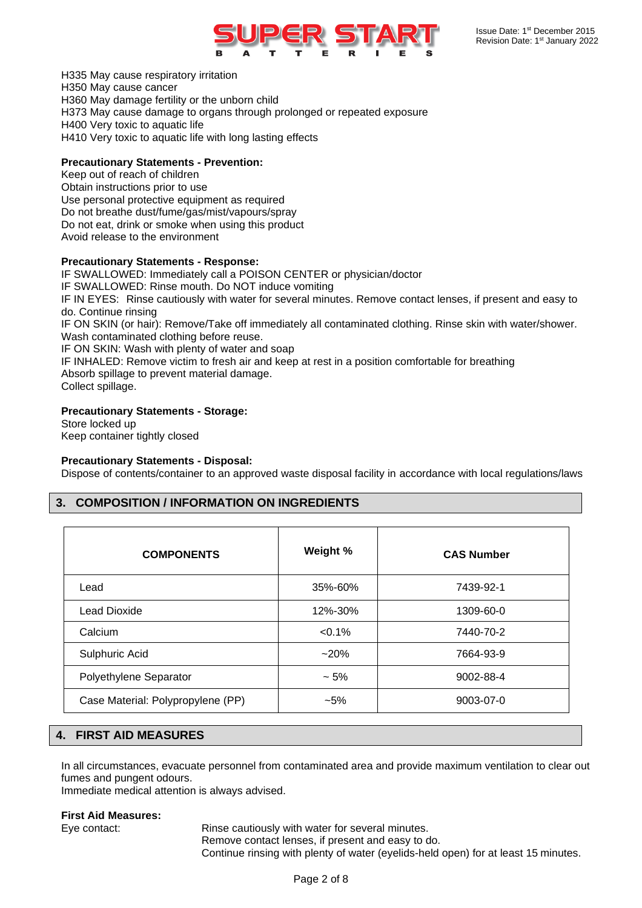H335 May cause respiratory irritation
H350 May cause cancer
H360 May damage fertility or the unborn child
H373 May cause damage to organs through prolonged or repeated exposure
H400 Very toxic to aquatic life
H410 Very toxic to aquatic life with long lasting effects

**Precautionary Statements - Prevention:**
Keep out of reach of children
Obtain instructions prior to use
Use personal protective equipment as required
Do not breathe dust/fume/gas/mist/vapours/spray
Do not eat, drink or smoke when using this product
Avoid release to the environment

**Precautionary Statements - Response:**
IF SWALLOWED: Immediately call a POISON CENTER or physician/doctor
IF SWALLOWED: Rinse mouth. Do NOT induce vomiting
IF IN EYES: Rinse cautiously with water for several minutes. Remove contact lenses, if present and easy to do. Continue rinsing
IF ON SKIN (or hair): Remove/Take off immediately all contaminated clothing. Rinse skin with water/shower. Wash contaminated clothing before reuse.
IF ON SKIN: Wash with plenty of water and soap
IF INHALED: Remove victim to fresh air and keep at rest in a position comfortable for breathing
Absorb spillage to prevent material damage.
Collect spillage.

**Precautionary Statements - Storage:**
Store locked up
Keep container tightly closed

**Precautionary Statements - Disposal:**
Dispose of contents/container to an approved waste disposal facility in accordance with local regulations/laws

## 3. COMPOSITION / INFORMATION ON INGREDIENTS

| COMPONENTS | Weight % | CAS Number |
|---|---|---|
| Lead | 35%-60% | 7439-92-1 |
| Lead Dioxide | 12%-30% | 1309-60-0 |
| Calcium | <0.1% | 7440-70-2 |
| Sulphuric Acid | ~20% | 7664-93-9 |
| Polyethylene Separator | ~ 5% | 9002-88-4 |
| Case Material: Polypropylene (PP) | ~5% | 9003-07-0 |

## 4. FIRST AID MEASURES

In all circumstances, evacuate personnel from contaminated area and provide maximum ventilation to clear out fumes and pungent odours.
Immediate medical attention is always advised.

**First Aid Measures:**

Eye contact: Rinse cautiously with water for several minutes.
Remove contact lenses, if present and easy to do.
Continue rinsing with plenty of water (eyelids-held open) for at least 15 minutes.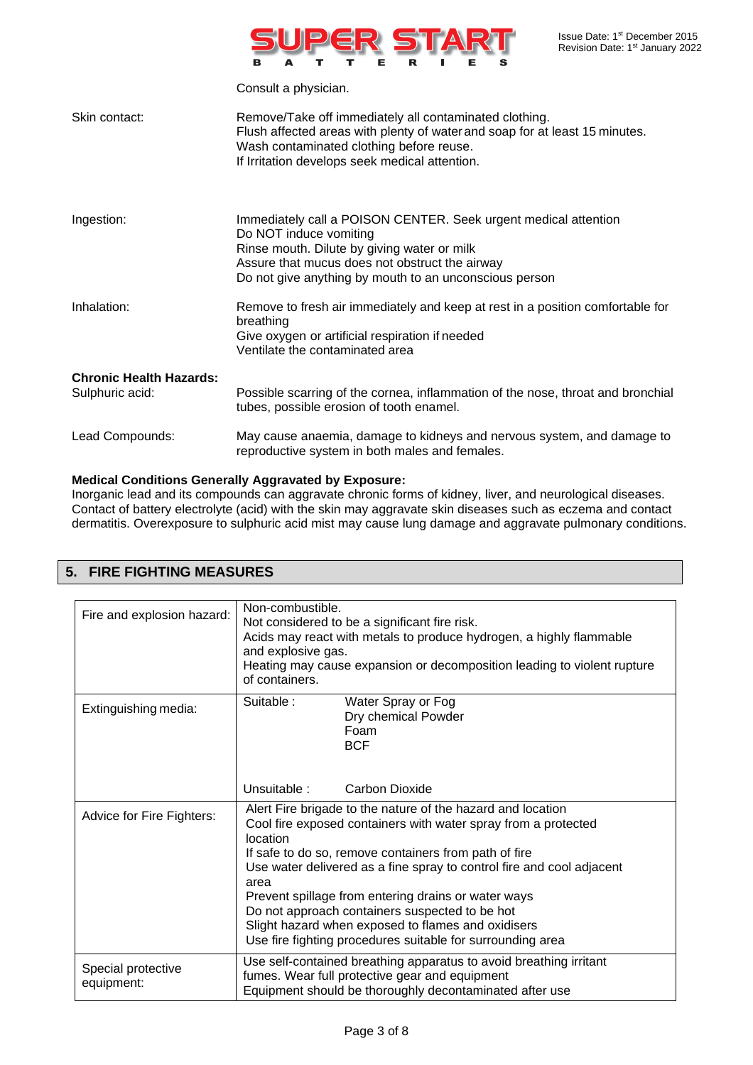Consult a physician.

| | |
|---|---|
| Skin contact: | Remove/Take off immediately all contaminated clothing.<br>Flush affected areas with plenty of water and soap for at least 15 minutes.<br>Wash contaminated clothing before reuse.<br>If Irritation develops seek medical attention. |
| Ingestion: | Immediately call a POISON CENTER. Seek urgent medical attention<br>Do NOT induce vomiting<br>Rinse mouth. Dilute by giving water or milk<br>Assure that mucus does not obstruct the airway<br>Do not give anything by mouth to an unconscious person |
| Inhalation: | Remove to fresh air immediately and keep at rest in a position comfortable for breathing<br>Give oxygen or artificial respiration if needed<br>Ventilate the contaminated area |

**Chronic Health Hazards:**

| | |
|---|---|
| Sulphuric acid: | Possible scarring of the cornea, inflammation of the nose, throat and bronchial tubes, possible erosion of tooth enamel. |
| Lead Compounds: | May cause anaemia, damage to kidneys and nervous system, and damage to reproductive system in both males and females. |

**Medical Conditions Generally Aggravated by Exposure:**
Inorganic lead and its compounds can aggravate chronic forms of kidney, liver, and neurological diseases. Contact of battery electrolyte (acid) with the skin may aggravate skin diseases such as eczema and contact dermatitis. Overexposure to sulphuric acid mist may cause lung damage and aggravate pulmonary conditions.

## 5. FIRE FIGHTING MEASURES

| | |
|---|---|
| Fire and explosion hazard: | Non-combustible.<br>Not considered to be a significant fire risk.<br>Acids may react with metals to produce hydrogen, a highly flammable and explosive gas.<br>Heating may cause expansion or decomposition leading to violent rupture of containers. |
| Extinguishing media: | Suitable : Water Spray or Fog<br>Dry chemical Powder<br>Foam<br>BCF<br><br>Unsuitable : Carbon Dioxide |
| Advice for Fire Fighters: | Alert Fire brigade to the nature of the hazard and location<br>Cool fire exposed containers with water spray from a protected location<br>If safe to do so, remove containers from path of fire<br>Use water delivered as a fine spray to control fire and cool adjacent area<br>Prevent spillage from entering drains or water ways<br>Do not approach containers suspected to be hot<br>Slight hazard when exposed to flames and oxidisers<br>Use fire fighting procedures suitable for surrounding area |
| Special protective equipment: | Use self-contained breathing apparatus to avoid breathing irritant fumes. Wear full protective gear and equipment<br>Equipment should be thoroughly decontaminated after use |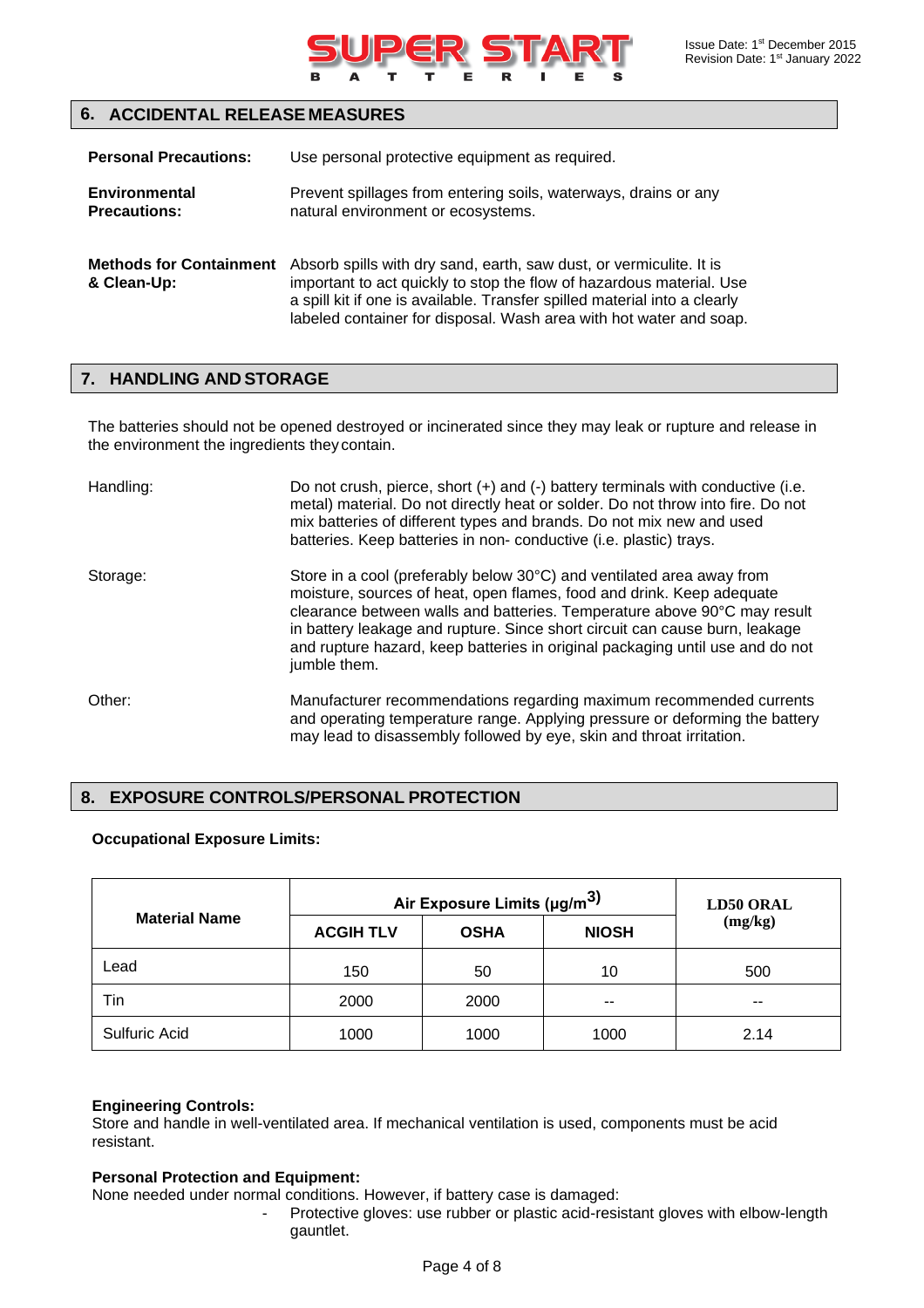## 6. ACCIDENTAL RELEASE MEASURES

**Personal Precautions:** Use personal protective equipment as required.

**Environmental Precautions:** Prevent spillages from entering soils, waterways, drains or any natural environment or ecosystems.

**Methods for Containment & Clean-Up:** Absorb spills with dry sand, earth, saw dust, or vermiculite. It is important to act quickly to stop the flow of hazardous material. Use a spill kit if one is available. Transfer spilled material into a clearly labeled container for disposal. Wash area with hot water and soap.

## 7. HANDLING AND STORAGE

The batteries should not be opened destroyed or incinerated since they may leak or rupture and release in the environment the ingredients they contain.

Handling: Do not crush, pierce, short (+) and (-) battery terminals with conductive (i.e. metal) material. Do not directly heat or solder. Do not throw into fire. Do not mix batteries of different types and brands. Do not mix new and used batteries. Keep batteries in non- conductive (i.e. plastic) trays.

Storage: Store in a cool (preferably below 30°C) and ventilated area away from moisture, sources of heat, open flames, food and drink. Keep adequate clearance between walls and batteries. Temperature above 90°C may result in battery leakage and rupture. Since short circuit can cause burn, leakage and rupture hazard, keep batteries in original packaging until use and do not jumble them.

Other: Manufacturer recommendations regarding maximum recommended currents and operating temperature range. Applying pressure or deforming the battery may lead to disassembly followed by eye, skin and throat irritation.

## 8. EXPOSURE CONTROLS/PERSONAL PROTECTION

**Occupational Exposure Limits:**

| Material Name | Air Exposure Limits (µg/m$^3$) | | | LD50 ORAL (mg/kg) |
|---|---|---|---|---|
| | ACGIH TLV | OSHA | NIOSH | |
| Lead | 150 | 50 | 10 | 500 |
| Tin | 2000 | 2000 | -- | -- |
| Sulfuric Acid | 1000 | 1000 | 1000 | 2.14 |

**Engineering Controls:**
Store and handle in well-ventilated area. If mechanical ventilation is used, components must be acid resistant.

**Personal Protection and Equipment:**
None needed under normal conditions. However, if battery case is damaged:

- Protective gloves: use rubber or plastic acid-resistant gloves with elbow-length gauntlet.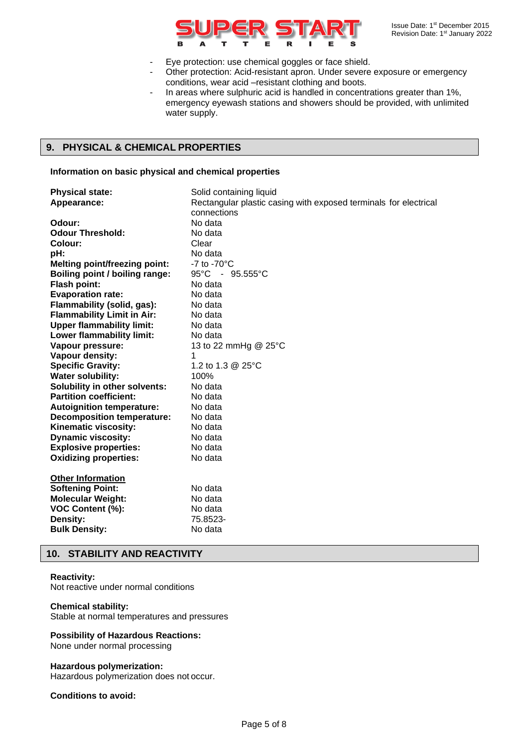- Eye protection: use chemical goggles or face shield.
- Other protection: Acid-resistant apron. Under severe exposure or emergency conditions, wear acid –resistant clothing and boots.
- In areas where sulphuric acid is handled in concentrations greater than 1%, emergency eyewash stations and showers should be provided, with unlimited water supply.

## 9. PHYSICAL & CHEMICAL PROPERTIES

**Information on basic physical and chemical properties**

| | |
|---|---|
| **Physical state:** | Solid containing liquid |
| **Appearance:** | Rectangular plastic casing with exposed terminals for electrical connections |
| **Odour:** | No data |
| **Odour Threshold:** | No data |
| **Colour:** | Clear |
| **pH:** | No data |
| **Melting point/freezing point:** | -7 to -70°C |
| **Boiling point / boiling range:** | 95°C - 95.555°C |
| **Flash point:** | No data |
| **Evaporation rate:** | No data |
| **Flammability (solid, gas):** | No data |
| **Flammability Limit in Air:** | No data |
| **Upper flammability limit:** | No data |
| **Lower flammability limit:** | No data |
| **Vapour pressure:** | 13 to 22 mmHg @ 25°C |
| **Vapour density:** | 1 |
| **Specific Gravity:** | 1.2 to 1.3 @ 25°C |
| **Water solubility:** | 100% |
| **Solubility in other solvents:** | No data |
| **Partition coefficient:** | No data |
| **Autoignition temperature:** | No data |
| **Decomposition temperature:** | No data |
| **Kinematic viscosity:** | No data |
| **Dynamic viscosity:** | No data |
| **Explosive properties:** | No data |
| **Oxidizing properties:** | No data |

**Other Information**

| | |
|---|---|
| **Softening Point:** | No data |
| **Molecular Weight:** | No data |
| **VOC Content (%):** | No data |
| **Density:** | 75.8523- |
| **Bulk Density:** | No data |

## 10. STABILITY AND REACTIVITY

**Reactivity:**
Not reactive under normal conditions

**Chemical stability:**
Stable at normal temperatures and pressures

**Possibility of Hazardous Reactions:**
None under normal processing

**Hazardous polymerization:**
Hazardous polymerization does not occur.

**Conditions to avoid:**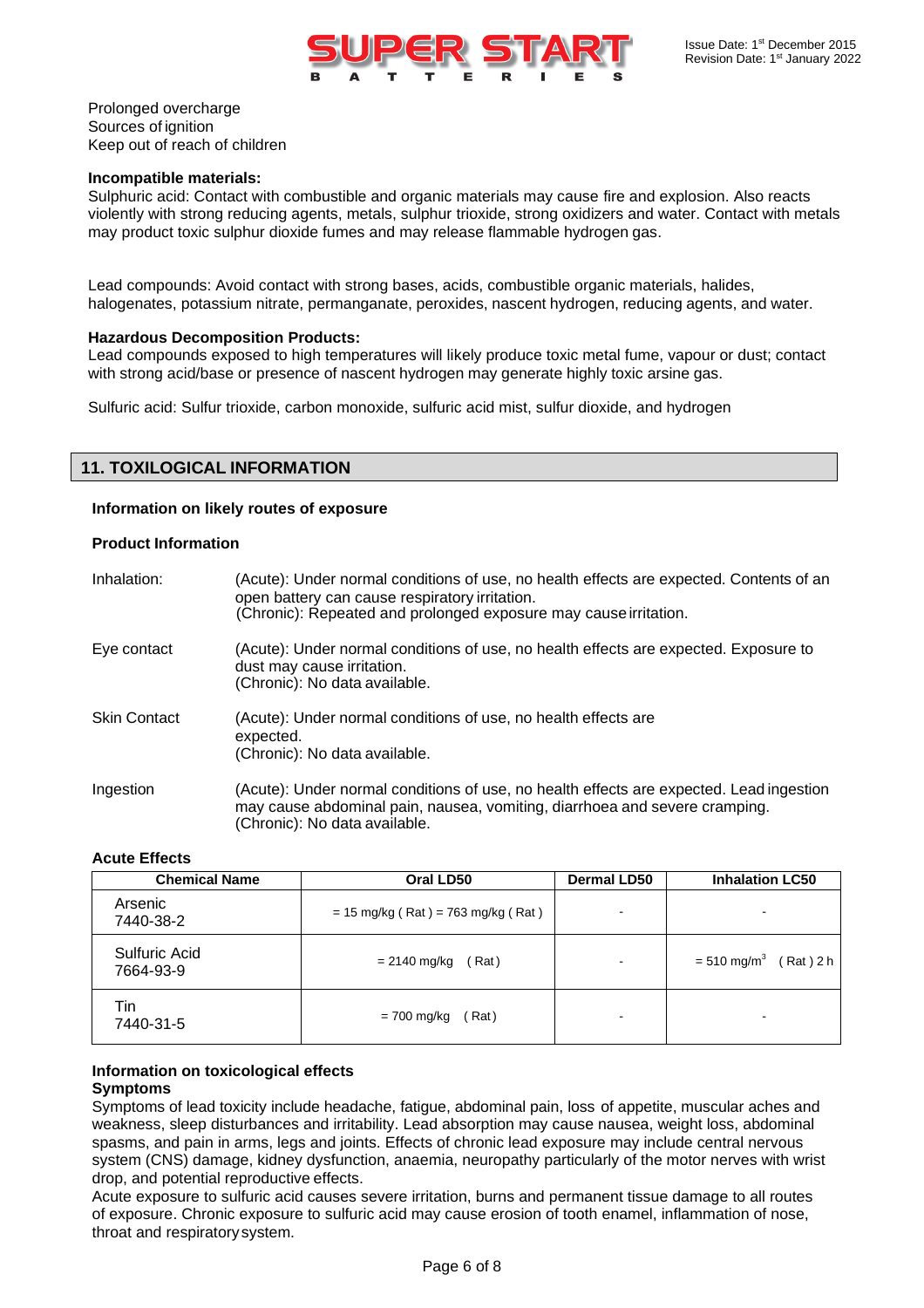Prolonged overcharge
Sources of ignition
Keep out of reach of children

**Incompatible materials:**
Sulphuric acid: Contact with combustible and organic materials may cause fire and explosion. Also reacts violently with strong reducing agents, metals, sulphur trioxide, strong oxidizers and water. Contact with metals may product toxic sulphur dioxide fumes and may release flammable hydrogen gas.

Lead compounds: Avoid contact with strong bases, acids, combustible organic materials, halides, halogenates, potassium nitrate, permanganate, peroxides, nascent hydrogen, reducing agents, and water.

**Hazardous Decomposition Products:**
Lead compounds exposed to high temperatures will likely produce toxic metal fume, vapour or dust; contact with strong acid/base or presence of nascent hydrogen may generate highly toxic arsine gas.

Sulfuric acid: Sulfur trioxide, carbon monoxide, sulfuric acid mist, sulfur dioxide, and hydrogen

## 11. TOXILOGICAL INFORMATION

**Information on likely routes of exposure**

**Product Information**

Inhalation: (Acute): Under normal conditions of use, no health effects are expected. Contents of an open battery can cause respiratory irritation.
(Chronic): Repeated and prolonged exposure may cause irritation.

Eye contact (Acute): Under normal conditions of use, no health effects are expected. Exposure to dust may cause irritation.
(Chronic): No data available.

Skin Contact (Acute): Under normal conditions of use, no health effects are expected.
(Chronic): No data available.

Ingestion (Acute): Under normal conditions of use, no health effects are expected. Lead ingestion may cause abdominal pain, nausea, vomiting, diarrhoea and severe cramping.
(Chronic): No data available.

**Acute Effects**

| Chemical Name | Oral LD50 | Dermal LD50 | Inhalation LC50 |
|---|---|---|---|
| Arsenic 7440-38-2 | = 15 mg/kg ( Rat ) = 763 mg/kg ( Rat ) | - | - |
| Sulfuric Acid 7664-93-9 | = 2140 mg/kg ( Rat ) | - | = 510 mg/m$^3$ ( Rat ) 2 h |
| Tin 7440-31-5 | = 700 mg/kg ( Rat ) | - | - |

**Information on toxicological effects**
**Symptoms**
Symptoms of lead toxicity include headache, fatigue, abdominal pain, loss of appetite, muscular aches and weakness, sleep disturbances and irritability. Lead absorption may cause nausea, weight loss, abdominal spasms, and pain in arms, legs and joints. Effects of chronic lead exposure may include central nervous system (CNS) damage, kidney dysfunction, anaemia, neuropathy particularly of the motor nerves with wrist drop, and potential reproductive effects.
Acute exposure to sulfuric acid causes severe irritation, burns and permanent tissue damage to all routes of exposure. Chronic exposure to sulfuric acid may cause erosion of tooth enamel, inflammation of nose, throat and respiratory system.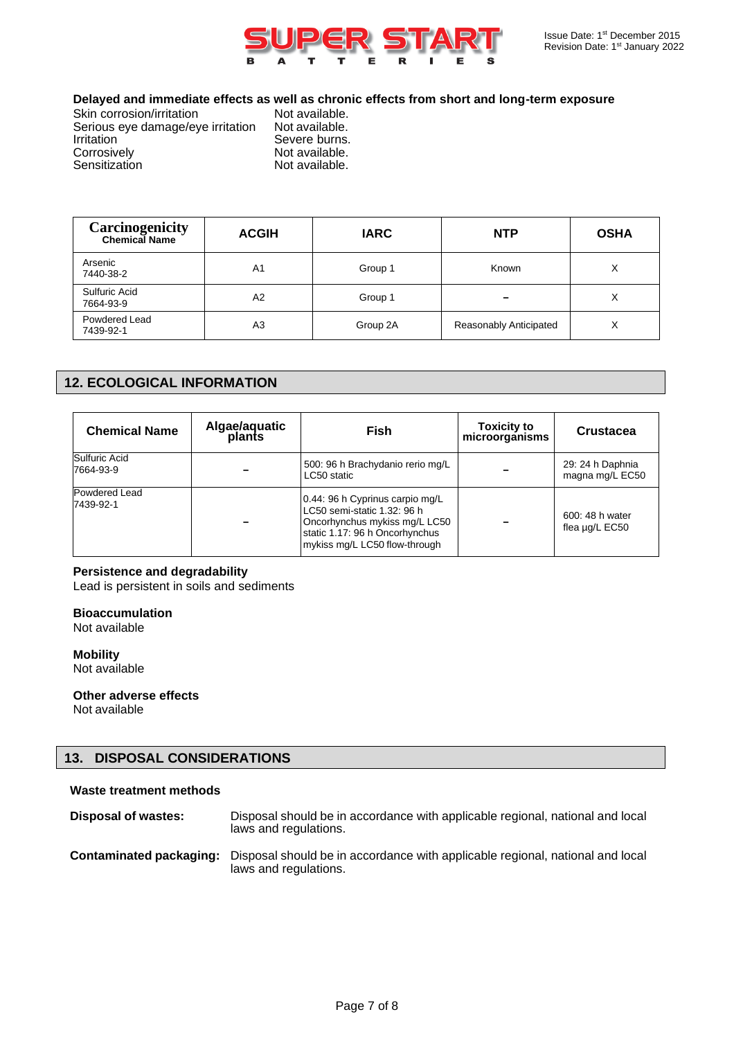**Delayed and immediate effects as well as chronic effects from short and long-term exposure**

| | |
|---|---|
| Skin corrosion/irritation | Not available. |
| Serious eye damage/eye irritation | Not available. |
| Irritation | Severe burns. |
| Corrosively | Not available. |
| Sensitization | Not available. |

| Carcinogenicity Chemical Name | ACGIH | IARC | NTP | OSHA |
|---|---|---|---|---|
| Arsenic 7440-38-2 | A1 | Group 1 | Known | X |
| Sulfuric Acid 7664-93-9 | A2 | Group 1 | – | X |
| Powdered Lead 7439-92-1 | A3 | Group 2A | Reasonably Anticipated | X |

## 12. ECOLOGICAL INFORMATION

| Chemical Name | Algae/aquatic plants | Fish | Toxicity to microorganisms | Crustacea |
|---|---|---|---|---|
| Sulfuric Acid 7664-93-9 | – | 500: 96 h Brachydanio rerio mg/L LC50 static | – | 29: 24 h Daphnia magna mg/L EC50 |
| Powdered Lead 7439-92-1 | – | 0.44: 96 h Cyprinus carpio mg/L LC50 semi-static 1.32: 96 h Oncorhynchus mykiss mg/L LC50 static 1.17: 96 h Oncorhynchus mykiss mg/L LC50 flow-through | – | 600: 48 h water flea µg/L EC50 |

**Persistence and degradability**
Lead is persistent in soils and sediments

**Bioaccumulation**
Not available

**Mobility**
Not available

**Other adverse effects**
Not available

## 13. DISPOSAL CONSIDERATIONS

**Waste treatment methods**

**Disposal of wastes:** Disposal should be in accordance with applicable regional, national and local laws and regulations.

**Contaminated packaging:** Disposal should be in accordance with applicable regional, national and local laws and regulations.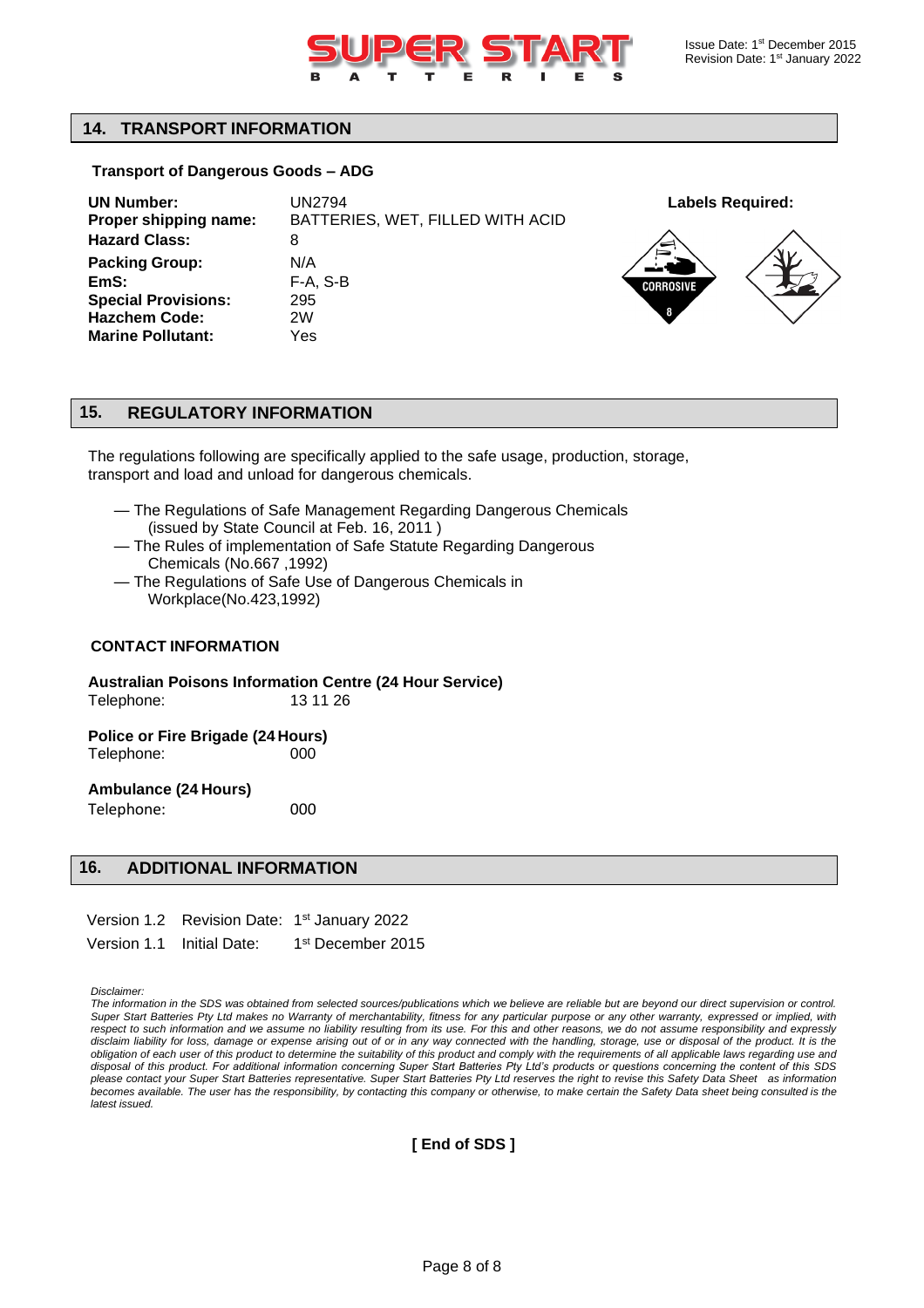## 14. TRANSPORT INFORMATION

**Transport of Dangerous Goods – ADG**

| | |
|---|---|
| **UN Number:** | UN2794 |
| **Proper shipping name:** | BATTERIES, WET, FILLED WITH ACID |
| **Hazard Class:** | 8 |
| **Packing Group:** | N/A |
| **EmS:** | F-A, S-B |
| **Special Provisions:** | 295 |
| **Hazchem Code:** | 2W |
| **Marine Pollutant:** | Yes |

**Labels Required:**

CORROSIVE

8

## 15. REGULATORY INFORMATION

The regulations following are specifically applied to the safe usage, production, storage, transport and load and unload for dangerous chemicals.

- — The Regulations of Safe Management Regarding Dangerous Chemicals (issued by State Council at Feb. 16, 2011 )
- — The Rules of implementation of Safe Statute Regarding Dangerous Chemicals (No.667 ,1992)
- — The Regulations of Safe Use of Dangerous Chemicals in Workplace(No.423,1992)

**CONTACT INFORMATION**

**Australian Poisons Information Centre (24 Hour Service)**
Telephone: 13 11 26

**Police or Fire Brigade (24 Hours)**
Telephone: 000

**Ambulance (24 Hours)**
Telephone: 000

## 16. ADDITIONAL INFORMATION

| | | |
|---|---|---|
| Version 1.2 | Revision Date: | 1st January 2022 |
| Version 1.1 | Initial Date: | 1st December 2015 |

*Disclaimer:*
*The information in the SDS was obtained from selected sources/publications which we believe are reliable but are beyond our direct supervision or control. Super Start Batteries Pty Ltd makes no Warranty of merchantability, fitness for any particular purpose or any other warranty, expressed or implied, with respect to such information and we assume no liability resulting from its use. For this and other reasons, we do not assume responsibility and expressly disclaim liability for loss, damage or expense arising out of or in any way connected with the handling, storage, use or disposal of the product. It is the obligation of each user of this product to determine the suitability of this product and comply with the requirements of all applicable laws regarding use and disposal of this product. For additional information concerning Super Start Batteries Pty Ltd's products or questions concerning the content of this SDS please contact your Super Start Batteries representative. Super Start Batteries Pty Ltd reserves the right to revise this Safety Data Sheet as information becomes available. The user has the responsibility, by contacting this company or otherwise, to make certain the Safety Data sheet being consulted is the latest issued.*

**[ End of SDS ]**